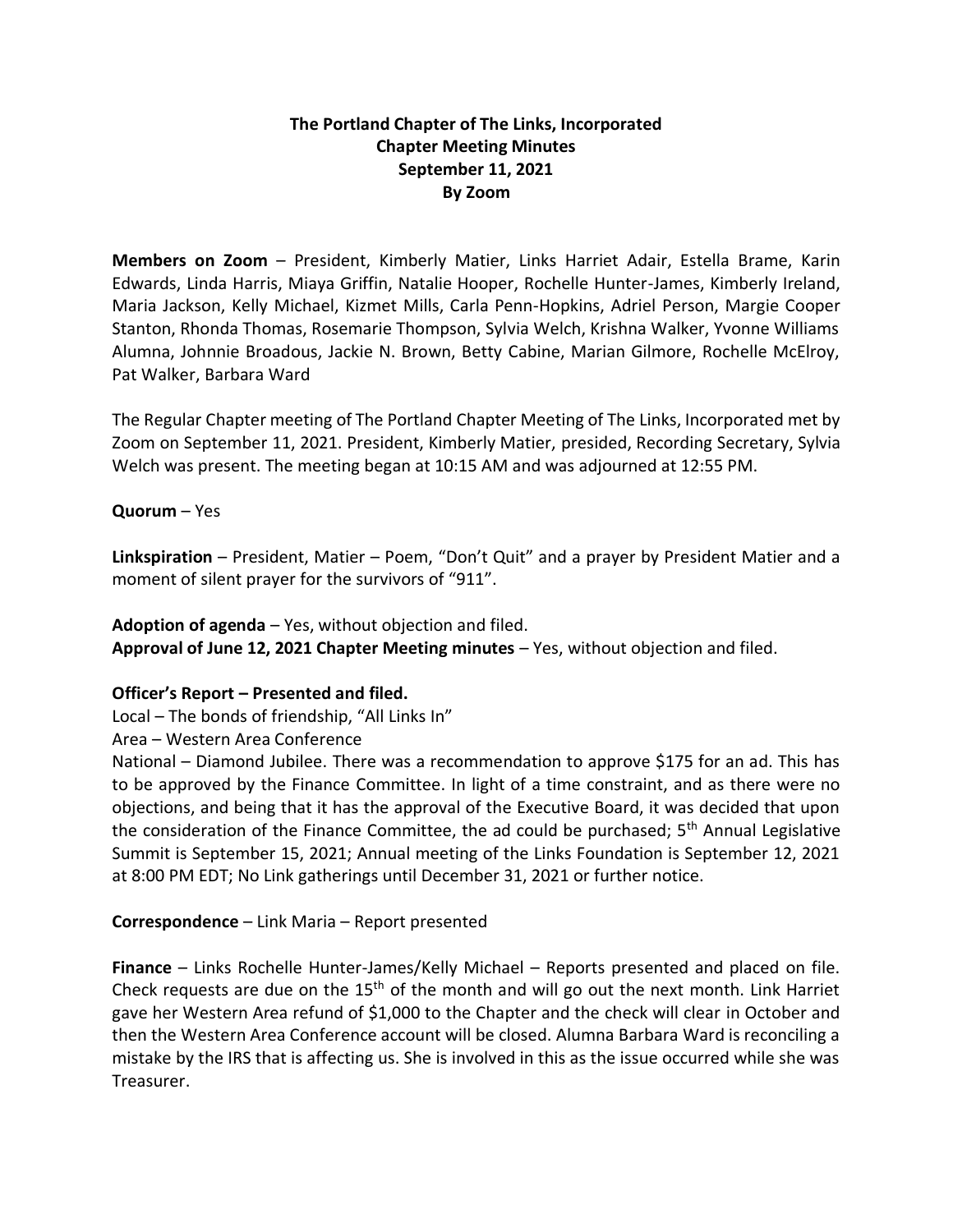**The Portland Chapter of The Links, Incorporated**
**Chapter Meeting Minutes**
**September 11, 2021**
**By Zoom**

**Members on Zoom** – President, Kimberly Matier, Links Harriet Adair, Estella Brame, Karin Edwards, Linda Harris, Miaya Griffin, Natalie Hooper, Rochelle Hunter-James, Kimberly Ireland, Maria Jackson, Kelly Michael, Kizmet Mills, Carla Penn-Hopkins, Adriel Person, Margie Cooper Stanton, Rhonda Thomas, Rosemarie Thompson, Sylvia Welch, Krishna Walker, Yvonne Williams Alumna, Johnnie Broadous, Jackie N. Brown, Betty Cabine, Marian Gilmore, Rochelle McElroy, Pat Walker, Barbara Ward

The Regular Chapter meeting of The Portland Chapter Meeting of The Links, Incorporated met by Zoom on September 11, 2021. President, Kimberly Matier, presided, Recording Secretary, Sylvia Welch was present. The meeting began at 10:15 AM and was adjourned at 12:55 PM.

**Quorum** – Yes

**Linkspiration** – President, Matier – Poem, "Don't Quit" and a prayer by President Matier and a moment of silent prayer for the survivors of "911".

**Adoption of agenda** – Yes, without objection and filed.
**Approval of June 12, 2021 Chapter Meeting minutes** – Yes, without objection and filed.

**Officer's Report – Presented and filed.**
Local – The bonds of friendship, "All Links In"
Area – Western Area Conference
National – Diamond Jubilee. There was a recommendation to approve $175 for an ad. This has to be approved by the Finance Committee. In light of a time constraint, and as there were no objections, and being that it has the approval of the Executive Board, it was decided that upon the consideration of the Finance Committee, the ad could be purchased; 5th Annual Legislative Summit is September 15, 2021; Annual meeting of the Links Foundation is September 12, 2021 at 8:00 PM EDT; No Link gatherings until December 31, 2021 or further notice.

**Correspondence** – Link Maria – Report presented

**Finance** – Links Rochelle Hunter-James/Kelly Michael – Reports presented and placed on file. Check requests are due on the 15th of the month and will go out the next month. Link Harriet gave her Western Area refund of $1,000 to the Chapter and the check will clear in October and then the Western Area Conference account will be closed. Alumna Barbara Ward is reconciling a mistake by the IRS that is affecting us. She is involved in this as the issue occurred while she was Treasurer.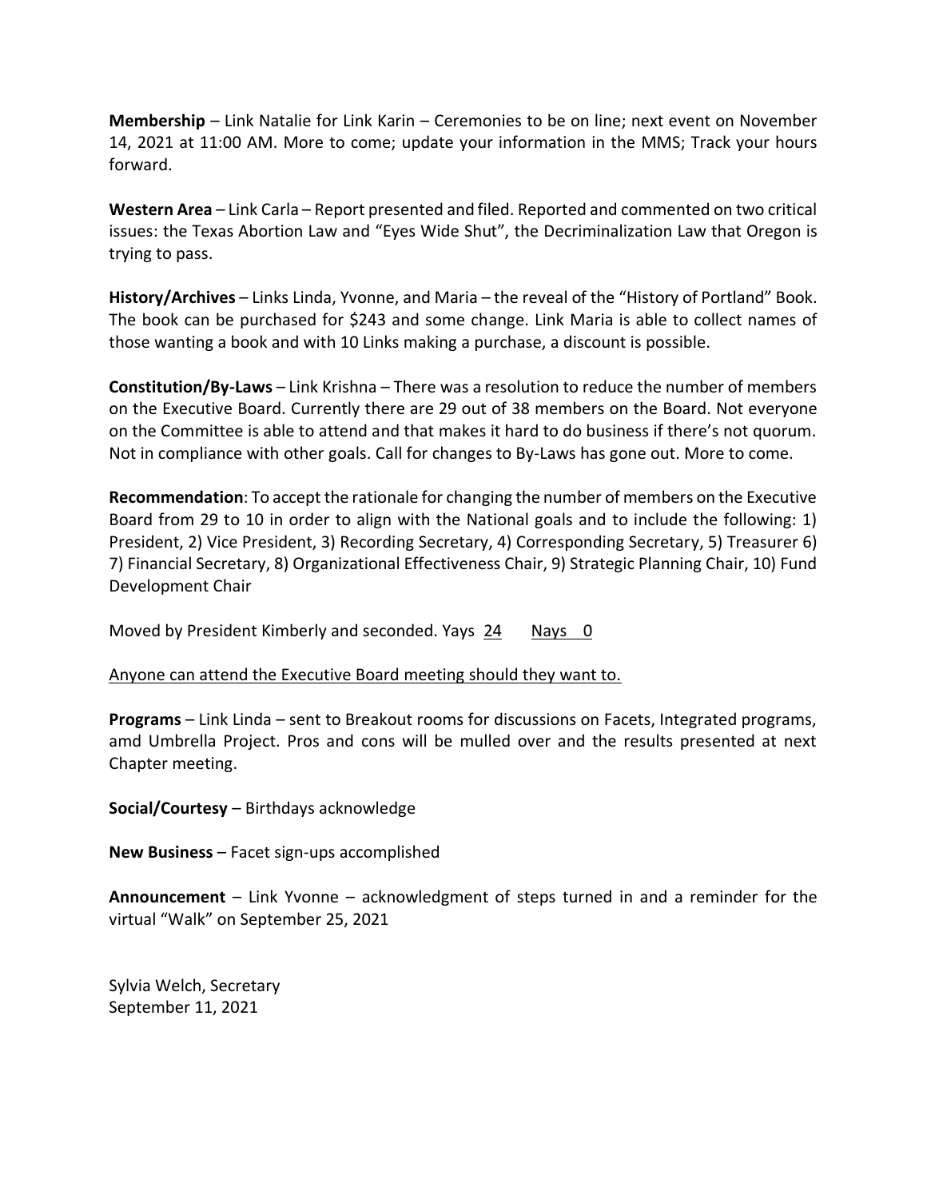**Membership** – Link Natalie for Link Karin – Ceremonies to be on line; next event on November 14, 2021 at 11:00 AM. More to come; update your information in the MMS; Track your hours forward.

**Western Area** – Link Carla – Report presented and filed. Reported and commented on two critical issues: the Texas Abortion Law and "Eyes Wide Shut", the Decriminalization Law that Oregon is trying to pass.

**History/Archives** – Links Linda, Yvonne, and Maria – the reveal of the "History of Portland" Book. The book can be purchased for $243 and some change. Link Maria is able to collect names of those wanting a book and with 10 Links making a purchase, a discount is possible.

**Constitution/By-Laws** – Link Krishna – There was a resolution to reduce the number of members on the Executive Board. Currently there are 29 out of 38 members on the Board. Not everyone on the Committee is able to attend and that makes it hard to do business if there's not quorum. Not in compliance with other goals. Call for changes to By-Laws has gone out. More to come.

**Recommendation**: To accept the rationale for changing the number of members on the Executive Board from 29 to 10 in order to align with the National goals and to include the following: 1) President, 2) Vice President, 3) Recording Secretary, 4) Corresponding Secretary, 5) Treasurer 6) 7) Financial Secretary, 8) Organizational Effectiveness Chair, 9) Strategic Planning Chair, 10) Fund Development Chair

Moved by President Kimberly and seconded. Yays <u>24</u> <u>Nays 0</u>

<u>Anyone can attend the Executive Board meeting should they want to.</u>

**Programs** – Link Linda – sent to Breakout rooms for discussions on Facets, Integrated programs, amd Umbrella Project. Pros and cons will be mulled over and the results presented at next Chapter meeting.

**Social/Courtesy** – Birthdays acknowledge

**New Business** – Facet sign-ups accomplished

**Announcement** – Link Yvonne – acknowledgment of steps turned in and a reminder for the virtual "Walk" on September 25, 2021

Sylvia Welch, Secretary
September 11, 2021